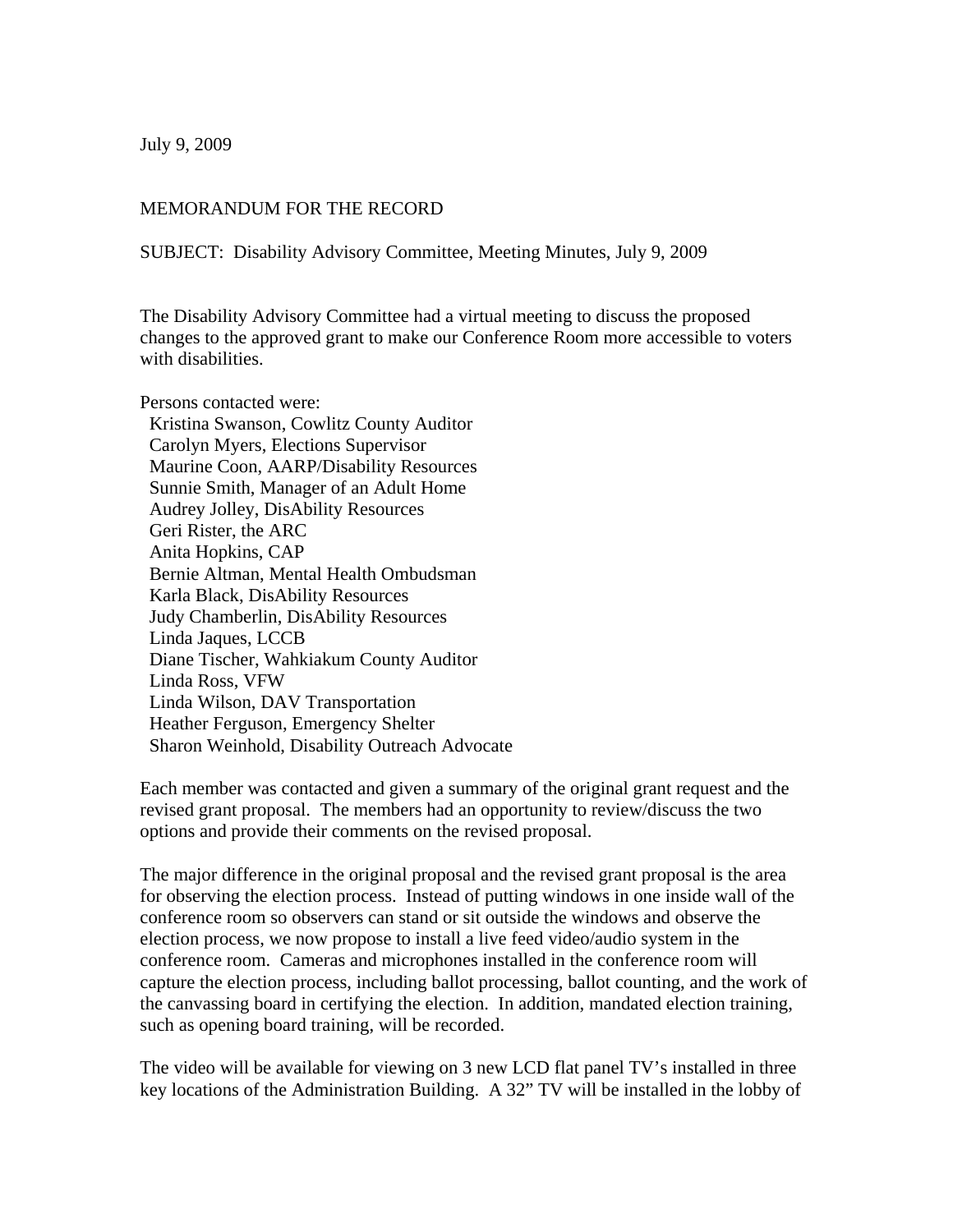July 9, 2009

MEMORANDUM FOR THE RECORD

SUBJECT: Disability Advisory Committee, Meeting Minutes, July 9, 2009

The Disability Advisory Committee had a virtual meeting to discuss the proposed changes to the approved grant to make our Conference Room more accessible to voters with disabilities.

Persons contacted were:

- Kristina Swanson, Cowlitz County Auditor
- Carolyn Myers, Elections Supervisor
- Maurine Coon, AARP/Disability Resources
- Sunnie Smith, Manager of an Adult Home
- Audrey Jolley, DisAbility Resources
- Geri Rister, the ARC
- Anita Hopkins, CAP
- Bernie Altman, Mental Health Ombudsman
- Karla Black, DisAbility Resources
- Judy Chamberlin, DisAbility Resources
- Linda Jaques, LCCB
- Diane Tischer, Wahkiakum County Auditor
- Linda Ross, VFW
- Linda Wilson, DAV Transportation
- Heather Ferguson, Emergency Shelter
- Sharon Weinhold, Disability Outreach Advocate

Each member was contacted and given a summary of the original grant request and the revised grant proposal. The members had an opportunity to review/discuss the two options and provide their comments on the revised proposal.

The major difference in the original proposal and the revised grant proposal is the area for observing the election process. Instead of putting windows in one inside wall of the conference room so observers can stand or sit outside the windows and observe the election process, we now propose to install a live feed video/audio system in the conference room. Cameras and microphones installed in the conference room will capture the election process, including ballot processing, ballot counting, and the work of the canvassing board in certifying the election. In addition, mandated election training, such as opening board training, will be recorded.

The video will be available for viewing on 3 new LCD flat panel TV's installed in three key locations of the Administration Building. A 32" TV will be installed in the lobby of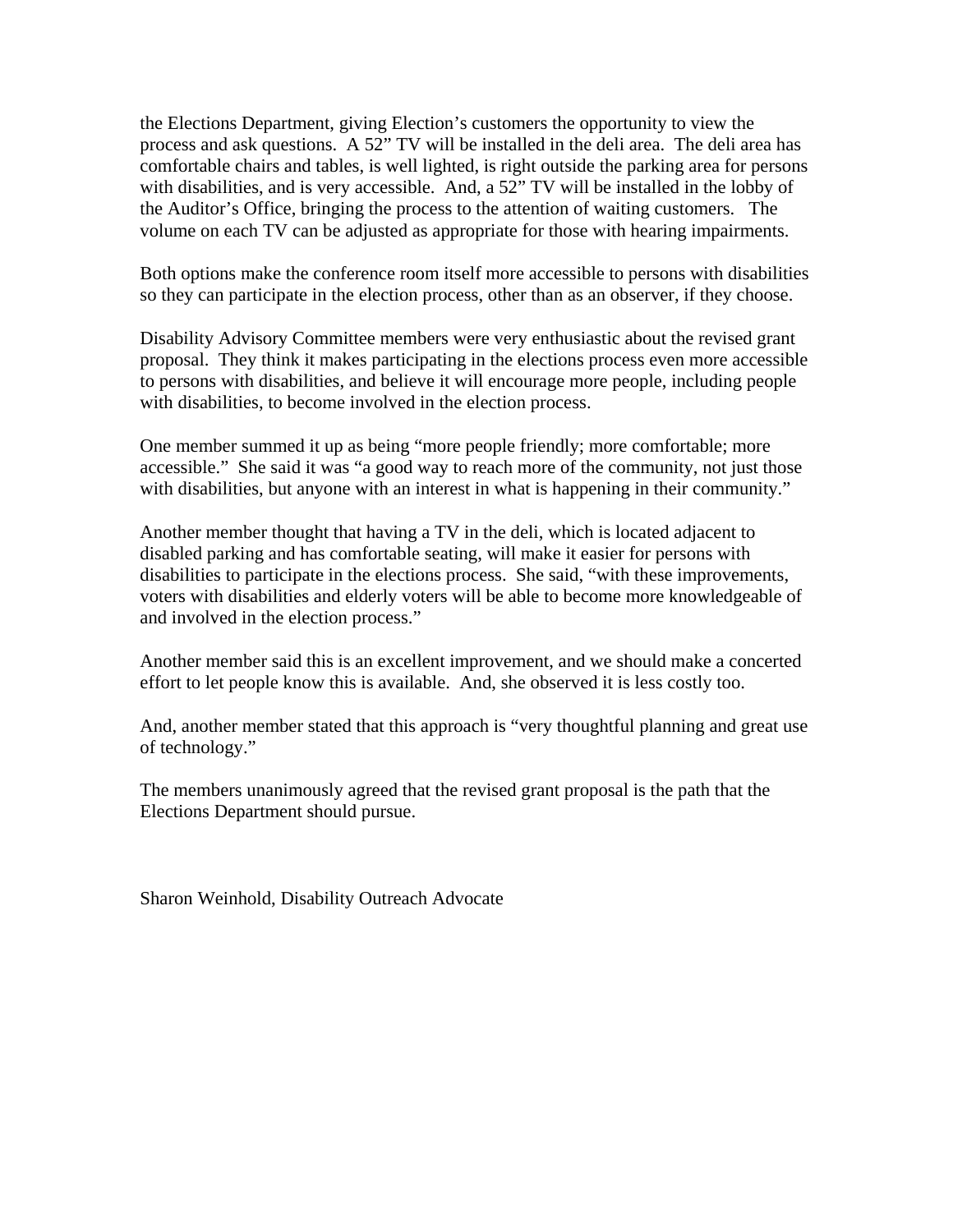the Elections Department, giving Election's customers the opportunity to view the process and ask questions. A 52" TV will be installed in the deli area. The deli area has comfortable chairs and tables, is well lighted, is right outside the parking area for persons with disabilities, and is very accessible. And, a 52" TV will be installed in the lobby of the Auditor's Office, bringing the process to the attention of waiting customers. The volume on each TV can be adjusted as appropriate for those with hearing impairments.

Both options make the conference room itself more accessible to persons with disabilities so they can participate in the election process, other than as an observer, if they choose.

Disability Advisory Committee members were very enthusiastic about the revised grant proposal. They think it makes participating in the elections process even more accessible to persons with disabilities, and believe it will encourage more people, including people with disabilities, to become involved in the election process.

One member summed it up as being "more people friendly; more comfortable; more accessible." She said it was "a good way to reach more of the community, not just those with disabilities, but anyone with an interest in what is happening in their community."

Another member thought that having a TV in the deli, which is located adjacent to disabled parking and has comfortable seating, will make it easier for persons with disabilities to participate in the elections process. She said, "with these improvements, voters with disabilities and elderly voters will be able to become more knowledgeable of and involved in the election process."

Another member said this is an excellent improvement, and we should make a concerted effort to let people know this is available. And, she observed it is less costly too.

And, another member stated that this approach is "very thoughtful planning and great use of technology."

The members unanimously agreed that the revised grant proposal is the path that the Elections Department should pursue.

Sharon Weinhold, Disability Outreach Advocate